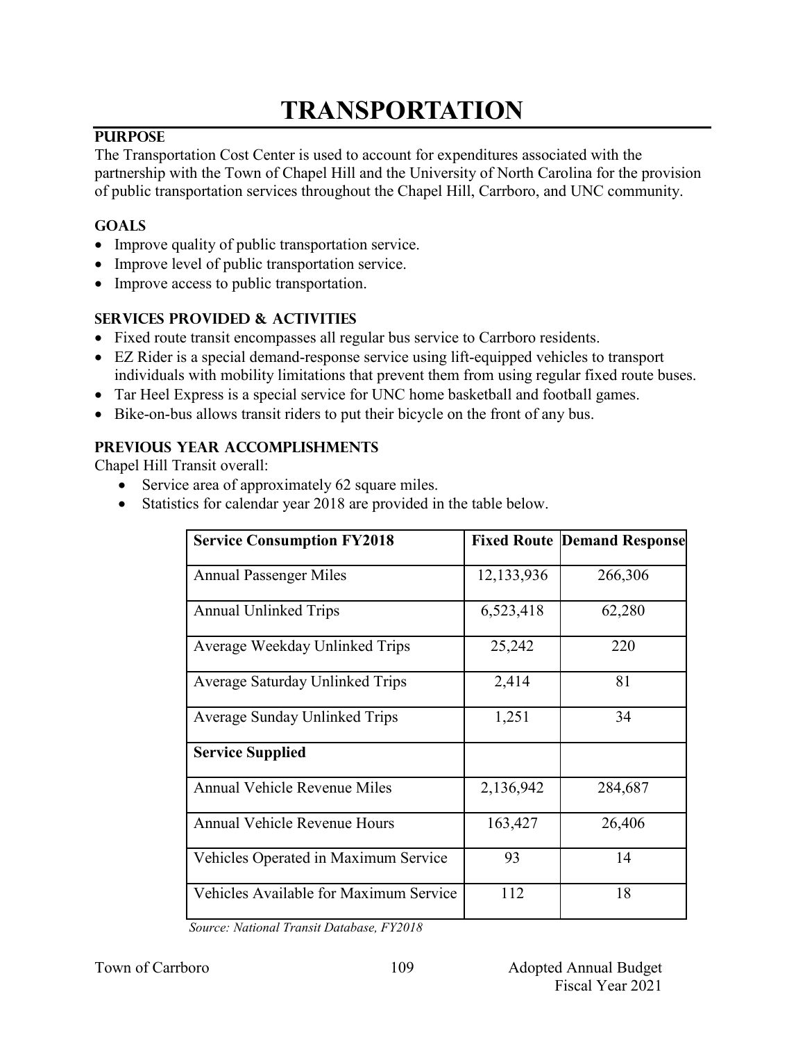# TRANSPORTATION

## PURPOSE

The Transportation Cost Center is used to account for expenditures associated with the partnership with the Town of Chapel Hill and the University of North Carolina for the provision of public transportation services throughout the Chapel Hill, Carrboro, and UNC community.

## GOALS

- Improve quality of public transportation service.
- Improve level of public transportation service.
- Improve access to public transportation.

## SERVICES PROVIDED & ACTIVITIES

- Fixed route transit encompasses all regular bus service to Carrboro residents.
- EZ Rider is a special demand-response service using lift-equipped vehicles to transport individuals with mobility limitations that prevent them from using regular fixed route buses.
- Tar Heel Express is a special service for UNC home basketball and football games.
- Bike-on-bus allows transit riders to put their bicycle on the front of any bus.

## PREVIOUS YEAR ACCOMPLISHMENTS

Chapel Hill Transit overall:

- Service area of approximately 62 square miles.
- Statistics for calendar year 2018 are provided in the table below.

| Service Consumption FY2018 | Fixed Route | Demand Response |
|---|---|---|
| Annual Passenger Miles | 12,133,936 | 266,306 |
| Annual Unlinked Trips | 6,523,418 | 62,280 |
| Average Weekday Unlinked Trips | 25,242 | 220 |
| Average Saturday Unlinked Trips | 2,414 | 81 |
| Average Sunday Unlinked Trips | 1,251 | 34 |
| **Service Supplied** | | |
| Annual Vehicle Revenue Miles | 2,136,942 | 284,687 |
| Annual Vehicle Revenue Hours | 163,427 | 26,406 |
| Vehicles Operated in Maximum Service | 93 | 14 |
| Vehicles Available for Maximum Service | 112 | 18 |

*Source: National Transit Database, FY2018*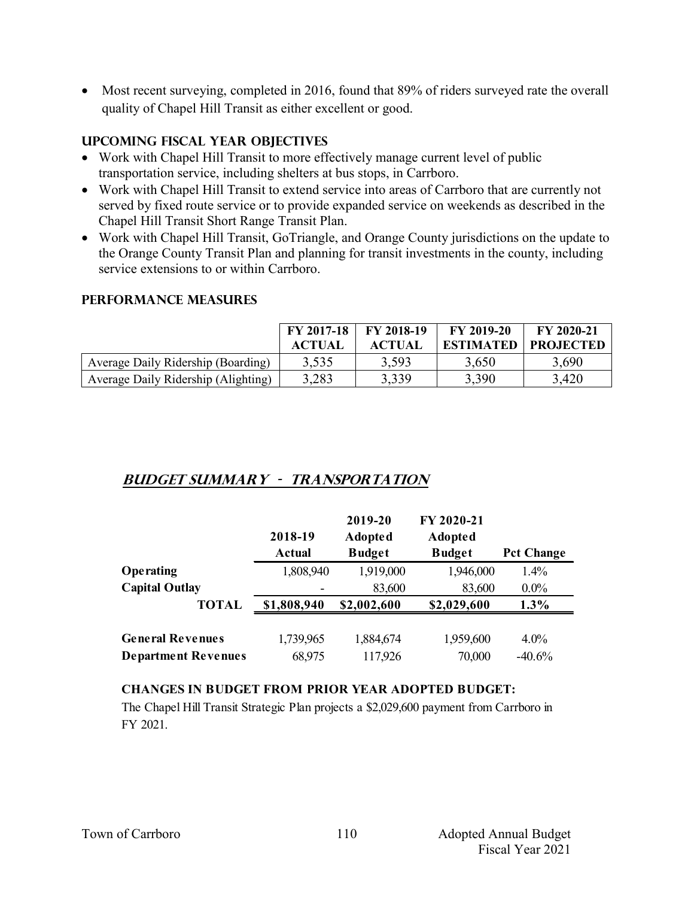- Most recent surveying, completed in 2016, found that 89% of riders surveyed rate the overall quality of Chapel Hill Transit as either excellent or good.

### UPCOMING FISCAL YEAR OBJECTIVES

- Work with Chapel Hill Transit to more effectively manage current level of public transportation service, including shelters at bus stops, in Carrboro.
- Work with Chapel Hill Transit to extend service into areas of Carrboro that are currently not served by fixed route service or to provide expanded service on weekends as described in the Chapel Hill Transit Short Range Transit Plan.
- Work with Chapel Hill Transit, GoTriangle, and Orange County jurisdictions on the update to the Orange County Transit Plan and planning for transit investments in the county, including service extensions to or within Carrboro.

### PERFORMANCE MEASURES

| | FY 2017-18 ACTUAL | FY 2018-19 ACTUAL | FY 2019-20 ESTIMATED | FY 2020-21 PROJECTED |
|---|---|---|---|---|
| Average Daily Ridership (Boarding) | 3,535 | 3,593 | 3,650 | 3,690 |
| Average Daily Ridership (Alighting) | 3,283 | 3,339 | 3,390 | 3,420 |

## *BUDGET SUMMARY - TRANSPORTATION*

| | 2018-19 Actual | 2019-20 Adopted Budget | FY 2020-21 Adopted Budget | Pct Change |
|---|---|---|---|---|
| **Operating** | 1,808,940 | 1,919,000 | 1,946,000 | 1.4% |
| **Capital Outlay** | - | 83,600 | 83,600 | 0.0% |
| **TOTAL** | **$1,808,940** | **$2,002,600** | **$2,029,600** | **1.3%** |
| | | | | |
| **General Revenues** | 1,739,965 | 1,884,674 | 1,959,600 | 4.0% |
| **Department Revenues** | 68,975 | 117,926 | 70,000 | -40.6% |

**CHANGES IN BUDGET FROM PRIOR YEAR ADOPTED BUDGET:**

The Chapel Hill Transit Strategic Plan projects a $2,029,600 payment from Carrboro in FY 2021.